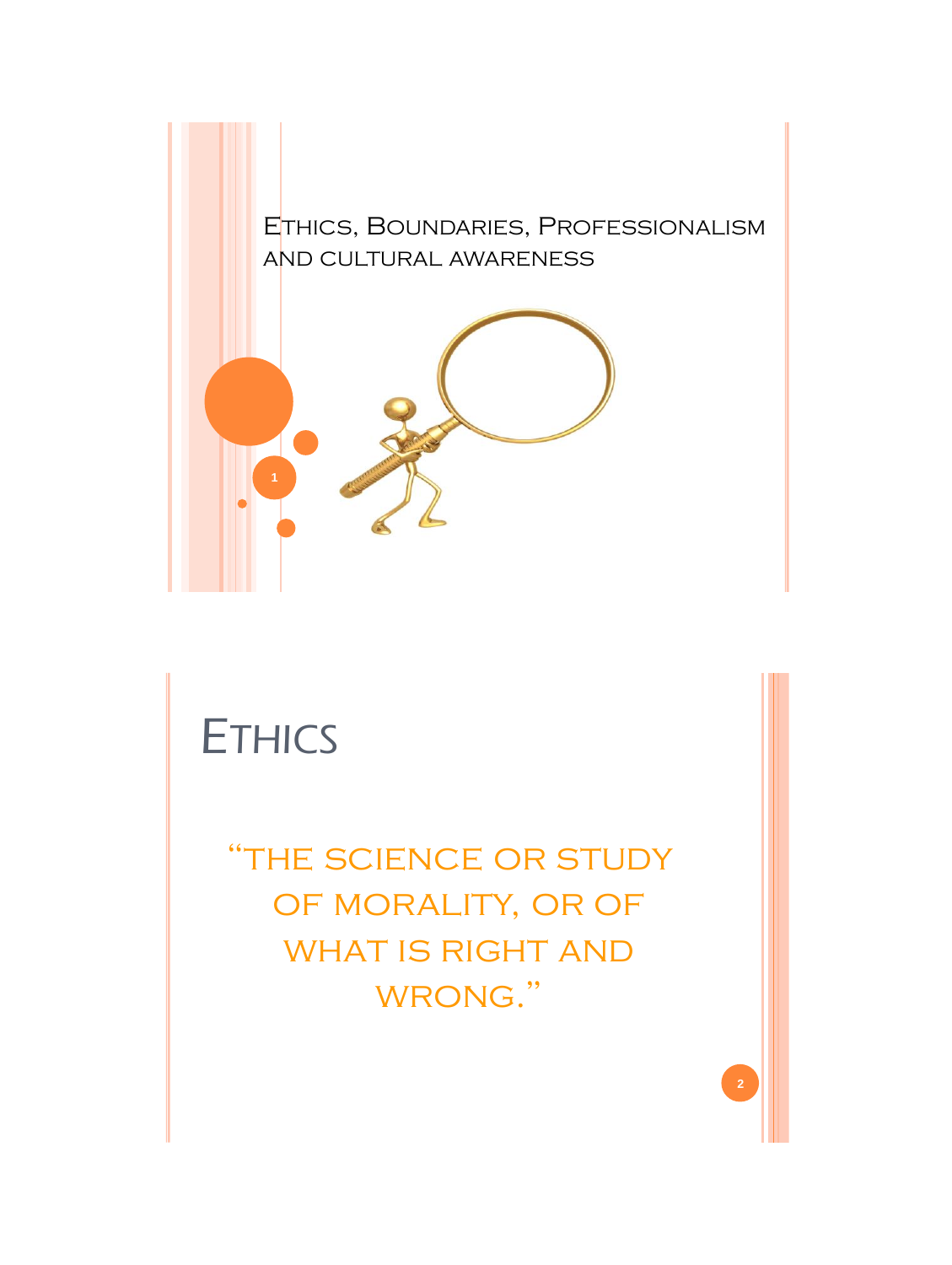# Ethics, Boundaries, Professionalism and cultural awareness

## Ethics

"The science or study of morality, or of what is right and wrong."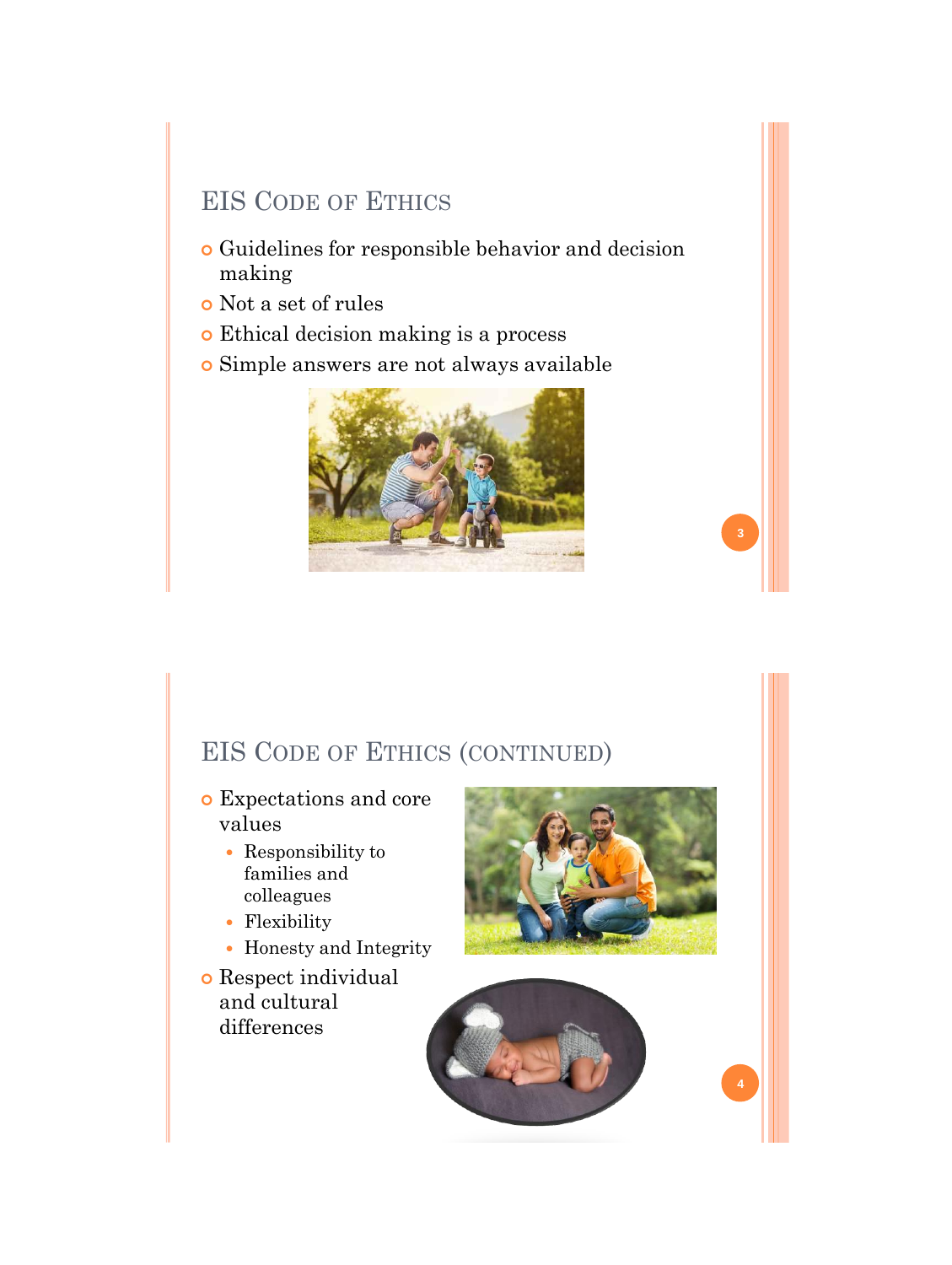## EIS Code of Ethics

- Guidelines for responsible behavior and decision making
- Not a set of rules
- Ethical decision making is a process
- Simple answers are not always available

## EIS Code of Ethics (continued)

- Expectations and core values
  - Responsibility to families and colleagues
  - Flexibility
  - Honesty and Integrity
- Respect individual and cultural differences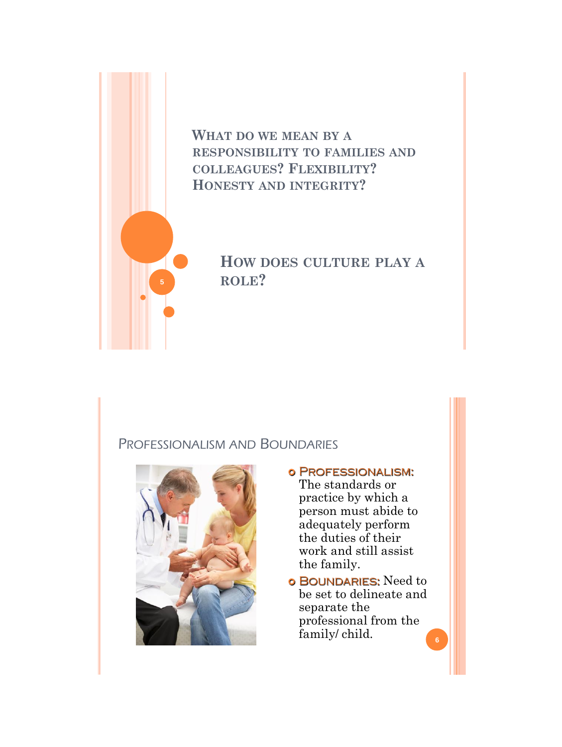## What do we mean by a responsibility to families and colleagues? Flexibility? Honesty and integrity?

## How does culture play a role?

## Professionalism and Boundaries

- **Professionalism:** The standards or practice by which a person must abide to adequately perform the duties of their work and still assist the family.
- **Boundaries:** Need to be set to delineate and separate the professional from the family/ child.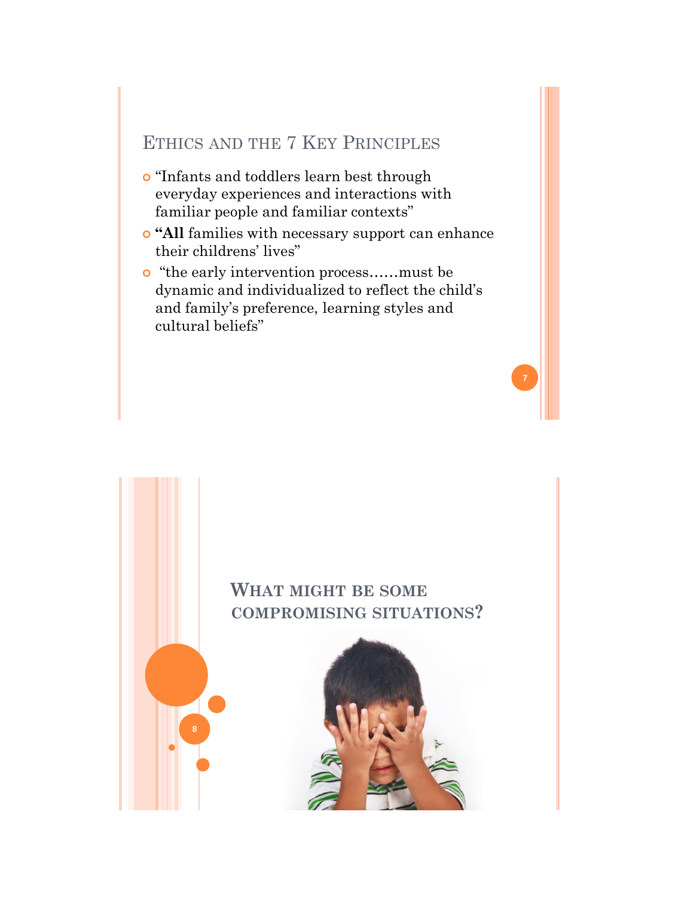## Ethics and the 7 Key Principles

- "Infants and toddlers learn best through everyday experiences and interactions with familiar people and familiar contexts"
- **"All** families with necessary support can enhance their childrens' lives"
- "the early intervention process……must be dynamic and individualized to reflect the child's and family's preference, learning styles and cultural beliefs"

## What might be some compromising situations?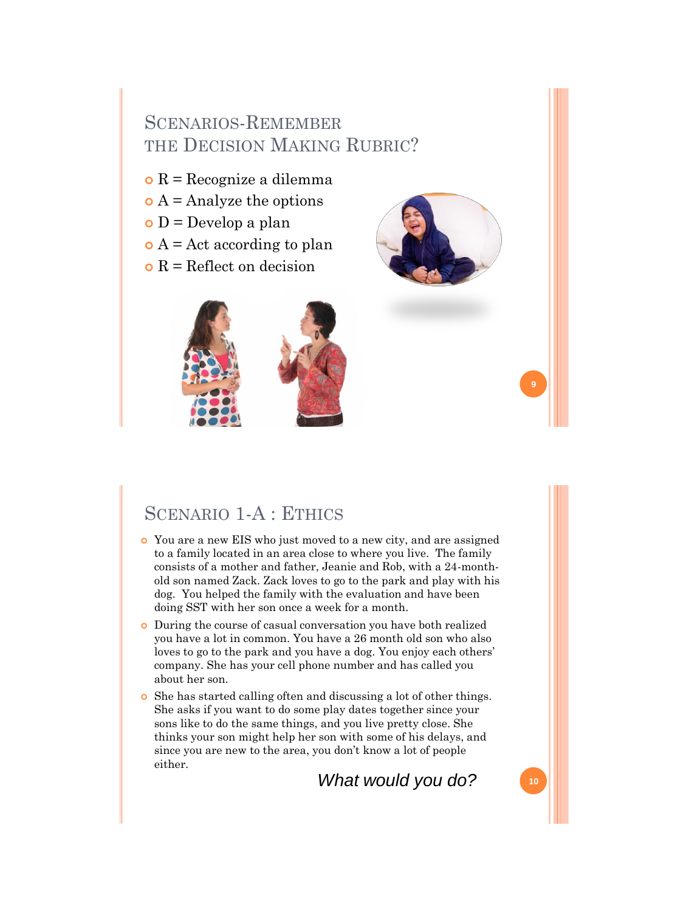## Scenarios-Remember the Decision Making Rubric?

- R = Recognize a dilemma
- A = Analyze the options
- D = Develop a plan
- A = Act according to plan
- R = Reflect on decision

## Scenario 1-A : Ethics

- You are a new EIS who just moved to a new city, and are assigned to a family located in an area close to where you live. The family consists of a mother and father, Jeanie and Rob, with a 24-month-old son named Zack. Zack loves to go to the park and play with his dog. You helped the family with the evaluation and have been doing SST with her son once a week for a month.
- During the course of casual conversation you have both realized you have a lot in common. You have a 26 month old son who also loves to go to the park and you have a dog. You enjoy each others' company. She has your cell phone number and has called you about her son.
- She has started calling often and discussing a lot of other things. She asks if you want to do some play dates together since your sons like to do the same things, and you live pretty close. She thinks your son might help her son with some of his delays, and since you are new to the area, you don't know a lot of people either.

*What would you do?*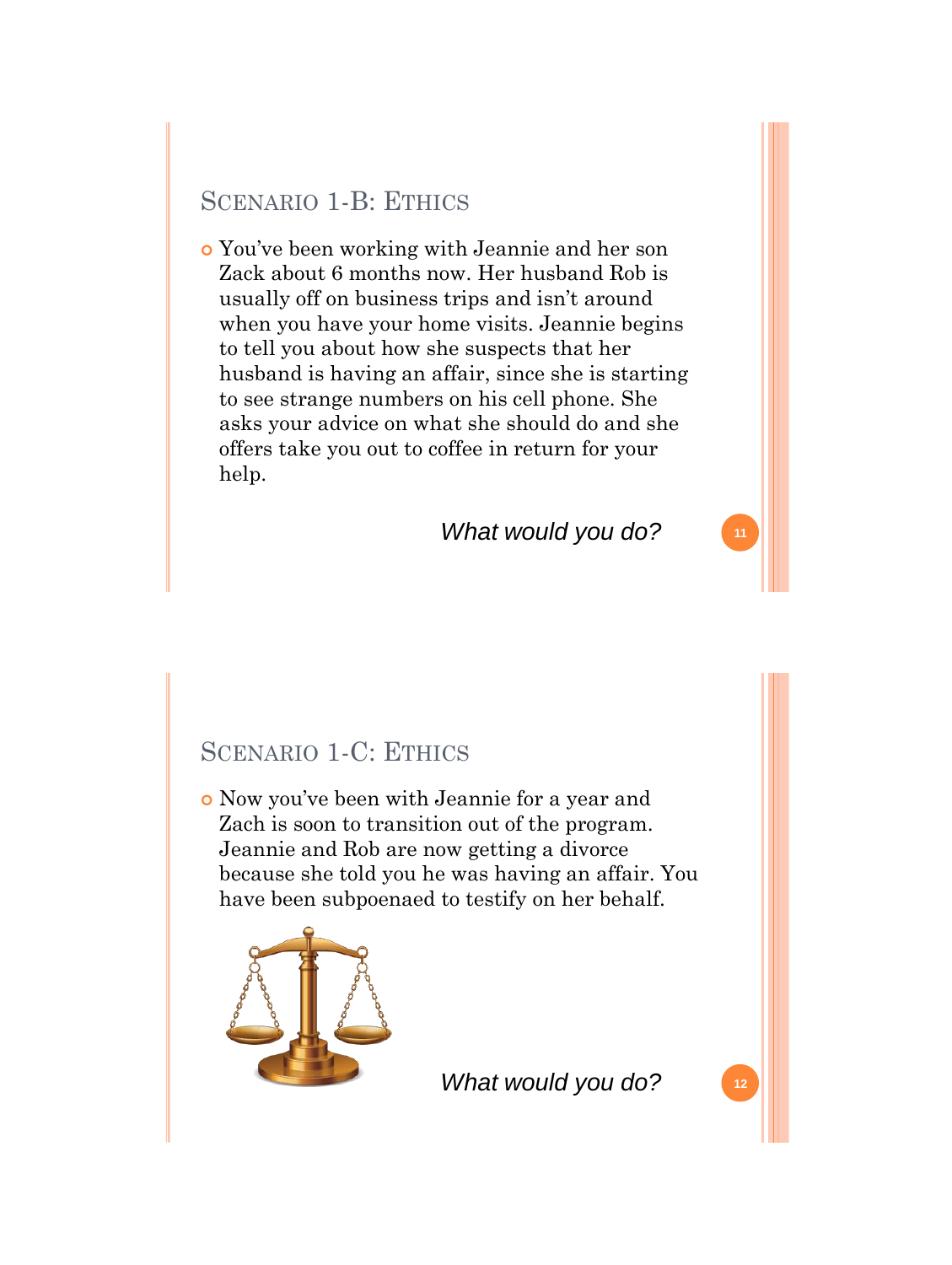## Scenario 1-B: Ethics

- You've been working with Jeannie and her son Zack about 6 months now. Her husband Rob is usually off on business trips and isn't around when you have your home visits. Jeannie begins to tell you about how she suspects that her husband is having an affair, since she is starting to see strange numbers on his cell phone. She asks your advice on what she should do and she offers take you out to coffee in return for your help.

*What would you do?*

## Scenario 1-C: Ethics

- Now you've been with Jeannie for a year and Zach is soon to transition out of the program. Jeannie and Rob are now getting a divorce because she told you he was having an affair. You have been subpoenaed to testify on her behalf.

*What would you do?*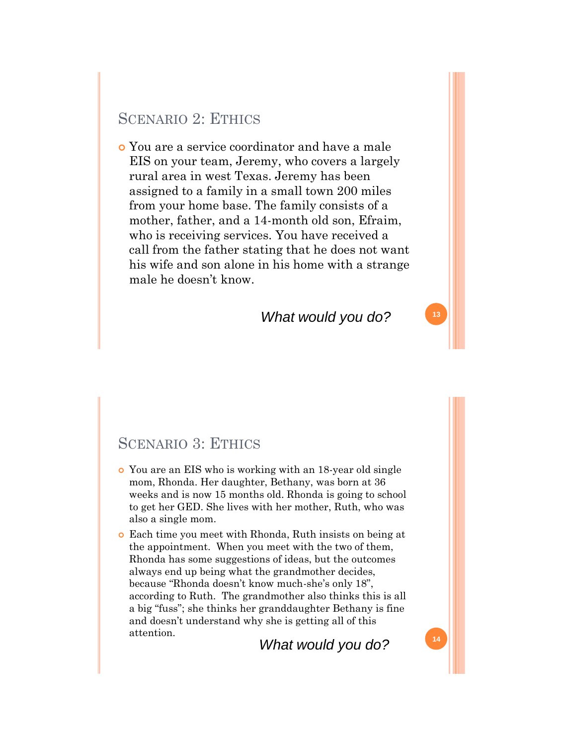## Scenario 2: Ethics

- You are a service coordinator and have a male EIS on your team, Jeremy, who covers a largely rural area in west Texas. Jeremy has been assigned to a family in a small town 200 miles from your home base. The family consists of a mother, father, and a 14-month old son, Efraim, who is receiving services. You have received a call from the father stating that he does not want his wife and son alone in his home with a strange male he doesn't know.

*What would you do?*

## Scenario 3: Ethics

- You are an EIS who is working with an 18-year old single mom, Rhonda. Her daughter, Bethany, was born at 36 weeks and is now 15 months old. Rhonda is going to school to get her GED. She lives with her mother, Ruth, who was also a single mom.
- Each time you meet with Rhonda, Ruth insists on being at the appointment. When you meet with the two of them, Rhonda has some suggestions of ideas, but the outcomes always end up being what the grandmother decides, because "Rhonda doesn't know much-she's only 18", according to Ruth. The grandmother also thinks this is all a big "fuss"; she thinks her granddaughter Bethany is fine and doesn't understand why she is getting all of this attention.

*What would you do?*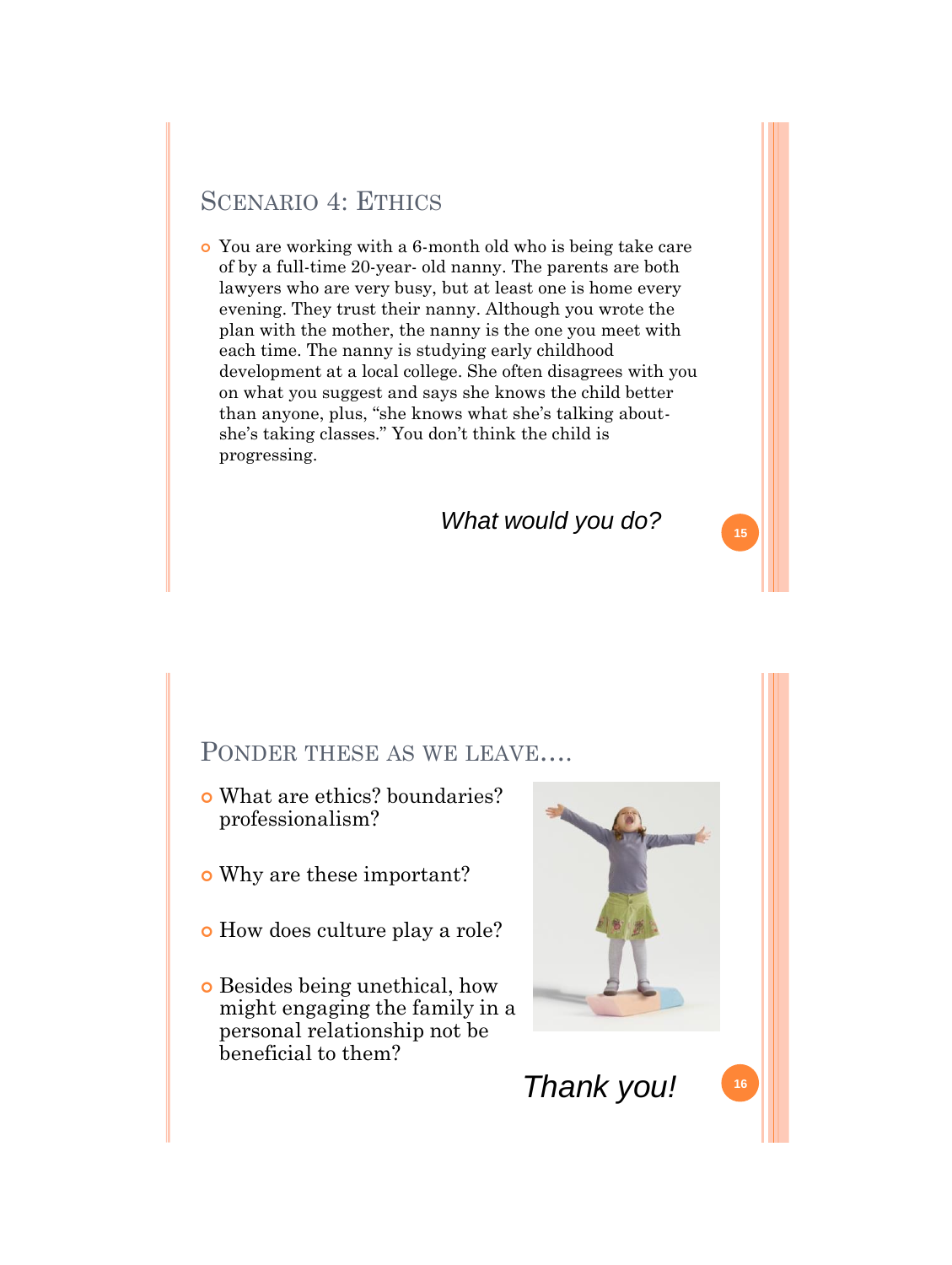## Scenario 4: Ethics

- You are working with a 6-month old who is being take care of by a full-time 20-year- old nanny. The parents are both lawyers who are very busy, but at least one is home every evening. They trust their nanny. Although you wrote the plan with the mother, the nanny is the one you meet with each time. The nanny is studying early childhood development at a local college. She often disagrees with you on what you suggest and says she knows the child better than anyone, plus, "she knows what she's talking about- she's taking classes." You don't think the child is progressing.

*What would you do?*

## Ponder these as we leave….

- What are ethics? boundaries? professionalism?
- Why are these important?
- How does culture play a role?
- Besides being unethical, how might engaging the family in a personal relationship not be beneficial to them?

*Thank you!*